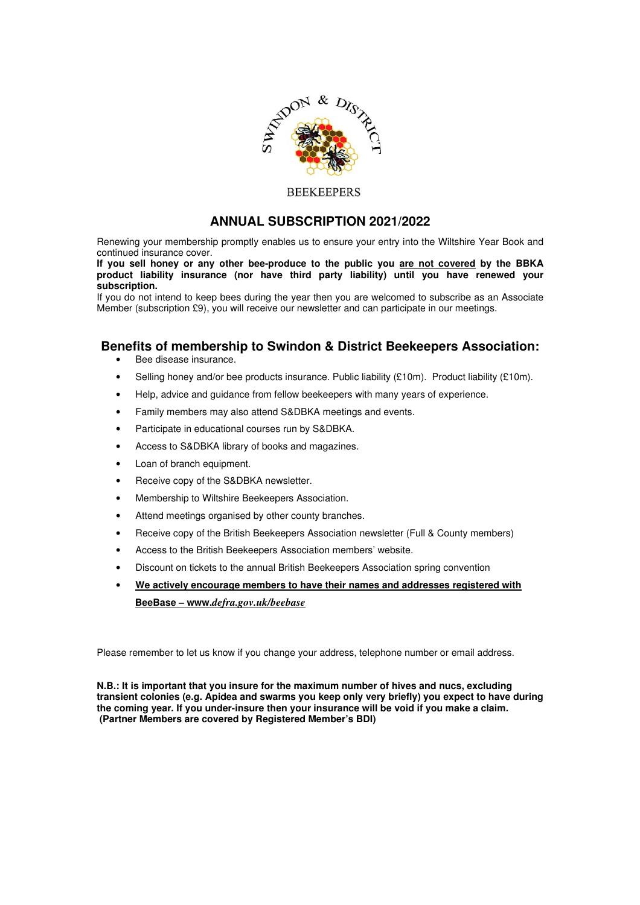SWINDON & DISTRICT

BEEKEEPERS

# ANNUAL SUBSCRIPTION 2021/2022

Renewing your membership promptly enables us to ensure your entry into the Wiltshire Year Book and continued insurance cover.

**If you sell honey or any other bee-produce to the public you are not covered by the BBKA product liability insurance (nor have third party liability) until you have renewed your subscription.**

If you do not intend to keep bees during the year then you are welcomed to subscribe as an Associate Member (subscription £9), you will receive our newsletter and can participate in our meetings.

## Benefits of membership to Swindon & District Beekeepers Association:

- Bee disease insurance.
- Selling honey and/or bee products insurance. Public liability (£10m). Product liability (£10m).
- Help, advice and guidance from fellow beekeepers with many years of experience.
- Family members may also attend S&DBKA meetings and events.
- Participate in educational courses run by S&DBKA.
- Access to S&DBKA library of books and magazines.
- Loan of branch equipment.
- Receive copy of the S&DBKA newsletter.
- Membership to Wiltshire Beekeepers Association.
- Attend meetings organised by other county branches.
- Receive copy of the British Beekeepers Association newsletter (Full & County members)
- Access to the British Beekeepers Association members' website.
- Discount on tickets to the annual British Beekeepers Association spring convention
- **We actively encourage members to have their names and addresses registered with BeeBase – www.*defra.gov.uk/beebase***

Please remember to let us know if you change your address, telephone number or email address.

**N.B.: It is important that you insure for the maximum number of hives and nucs, excluding transient colonies (e.g. Apidea and swarms you keep only very briefly) you expect to have during the coming year. If you under-insure then your insurance will be void if you make a claim.**
**(Partner Members are covered by Registered Member's BDI)**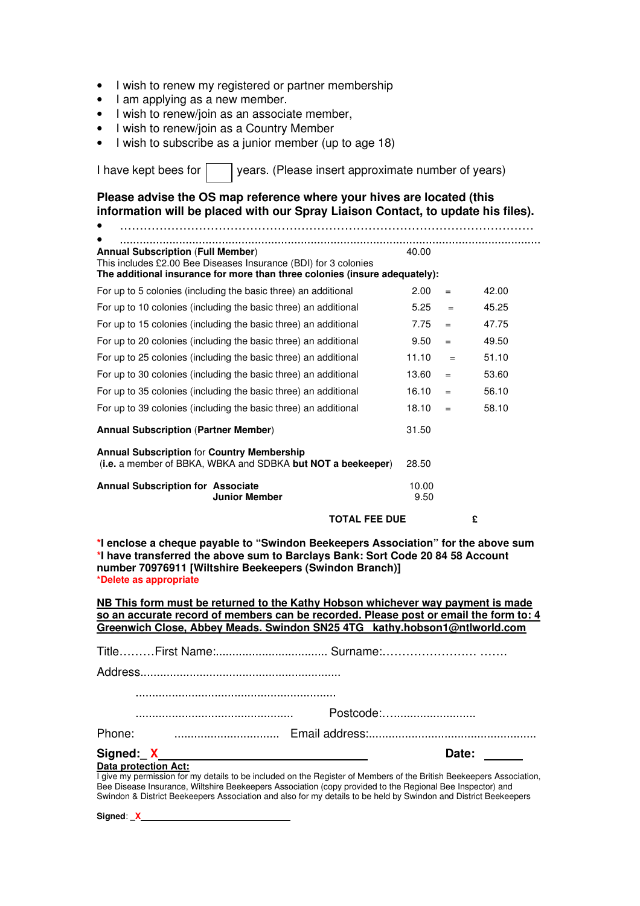- I wish to renew my registered or partner membership
- I am applying as a new member.
- I wish to renew/join as an associate member,
- I wish to renew/join as a Country Member
- I wish to subscribe as a junior member (up to age 18)

I have kept bees for [ ] years. (Please insert approximate number of years)

**Please advise the OS map reference where your hives are located (this information will be placed with our Spray Liaison Contact, to update his files).**

- ………………………………………………………………………………………………
- ……………………………………………………………………………………………………

| | | | |
|---|---|---|---|
| **Annual Subscription** (**Full Member**)<br>This includes £2.00 Bee Diseases Insurance (BDI) for 3 colonies<br>**The additional insurance for more than three colonies (insure adequately):** | 40.00 | | |
| For up to 5 colonies (including the basic three) an additional | 2.00 | = | 42.00 |
| For up to 10 colonies (including the basic three) an additional | 5.25 | = | 45.25 |
| For up to 15 colonies (including the basic three) an additional | 7.75 | = | 47.75 |
| For up to 20 colonies (including the basic three) an additional | 9.50 | = | 49.50 |
| For up to 25 colonies (including the basic three) an additional | 11.10 | = | 51.10 |
| For up to 30 colonies (including the basic three) an additional | 13.60 | = | 53.60 |
| For up to 35 colonies (including the basic three) an additional | 16.10 | = | 56.10 |
| For up to 39 colonies (including the basic three) an additional | 18.10 | = | 58.10 |
| **Annual Subscription** (**Partner Member**) | 31.50 | | |
| **Annual Subscription** for **Country Membership**<br>(**i.e.** a member of BBKA, WBKA and SDBKA **but NOT a beekeeper**) | 28.50 | | |
| **Annual Subscription for Associate** | 10.00 | | |
| **Junior Member** | 9.50 | | |
| **TOTAL FEE DUE** | | | **£** |

***I enclose a cheque payable to "Swindon Beekeepers Association" for the above sum**
***I have transferred the above sum to Barclays Bank: Sort Code 20 84 58 Account number 70976911 [Wiltshire Beekeepers (Swindon Branch)]**
***Delete as appropriate**

**NB This form must be returned to the Kathy Hobson whichever way payment is made so an accurate record of members can be recorded. Please post or email the form to: 4 Greenwich Close, Abbey Meads. Swindon SN25 4TG kathy.hobson1@ntlworld.com**

Title……… First Name:.................................. Surname:…………………… …….

Address.............................................................

.............................................................

................................................ Postcode:…........................

Phone: ................................ Email address:...................................................

**Signed:\_ X**\_\_\_\_\_\_\_\_\_\_\_\_\_\_\_\_\_\_\_\_\_\_\_\_\_\_\_\_\_\_ **Date:** \_\_\_\_\_\_

**Data protection Act:**
I give my permission for my details to be included on the Register of Members of the British Beekeepers Association, Bee Disease Insurance, Wiltshire Beekeepers Association (copy provided to the Regional Bee Inspector) and Swindon & District Beekeepers Association and also for my details to be held by Swindon and District Beekeepers

**Signed**: \_**X**\_\_\_\_\_\_\_\_\_\_\_\_\_\_\_\_\_\_\_\_\_\_\_\_\_\_